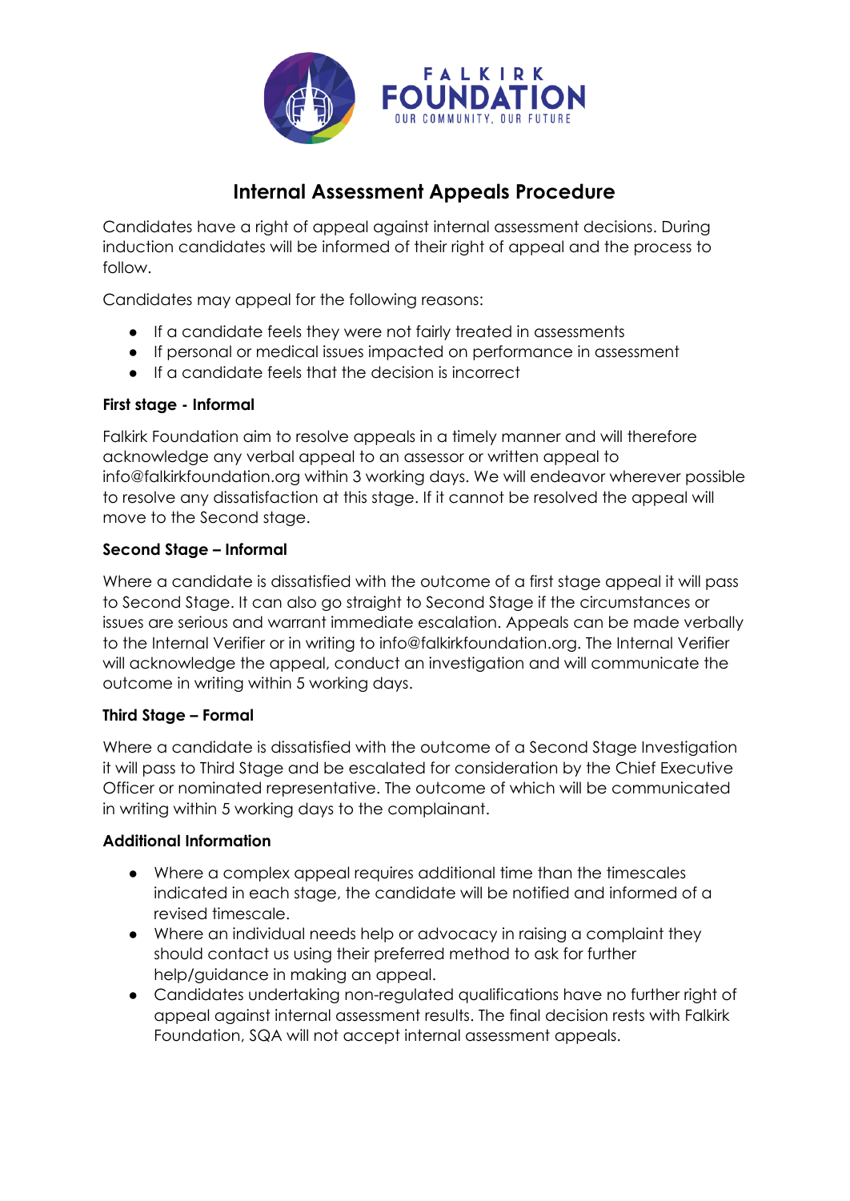FALKIRK
# FOUNDATION
OUR COMMUNITY, OUR FUTURE

## Internal Assessment Appeals Procedure

Candidates have a right of appeal against internal assessment decisions. During induction candidates will be informed of their right of appeal and the process to follow.

Candidates may appeal for the following reasons:

- If a candidate feels they were not fairly treated in assessments
- If personal or medical issues impacted on performance in assessment
- If a candidate feels that the decision is incorrect

**First stage - Informal**

Falkirk Foundation aim to resolve appeals in a timely manner and will therefore acknowledge any verbal appeal to an assessor or written appeal to info@falkirkfoundation.org within 3 working days. We will endeavor wherever possible to resolve any dissatisfaction at this stage. If it cannot be resolved the appeal will move to the Second stage.

**Second Stage – Informal**

Where a candidate is dissatisfied with the outcome of a first stage appeal it will pass to Second Stage. It can also go straight to Second Stage if the circumstances or issues are serious and warrant immediate escalation. Appeals can be made verbally to the Internal Verifier or in writing to info@falkirkfoundation.org. The Internal Verifier will acknowledge the appeal, conduct an investigation and will communicate the outcome in writing within 5 working days.

**Third Stage – Formal**

Where a candidate is dissatisfied with the outcome of a Second Stage Investigation it will pass to Third Stage and be escalated for consideration by the Chief Executive Officer or nominated representative. The outcome of which will be communicated in writing within 5 working days to the complainant.

**Additional Information**

- Where a complex appeal requires additional time than the timescales indicated in each stage, the candidate will be notified and informed of a revised timescale.
- Where an individual needs help or advocacy in raising a complaint they should contact us using their preferred method to ask for further help/guidance in making an appeal.
- Candidates undertaking non-regulated qualifications have no further right of appeal against internal assessment results. The final decision rests with Falkirk Foundation, SQA will not accept internal assessment appeals.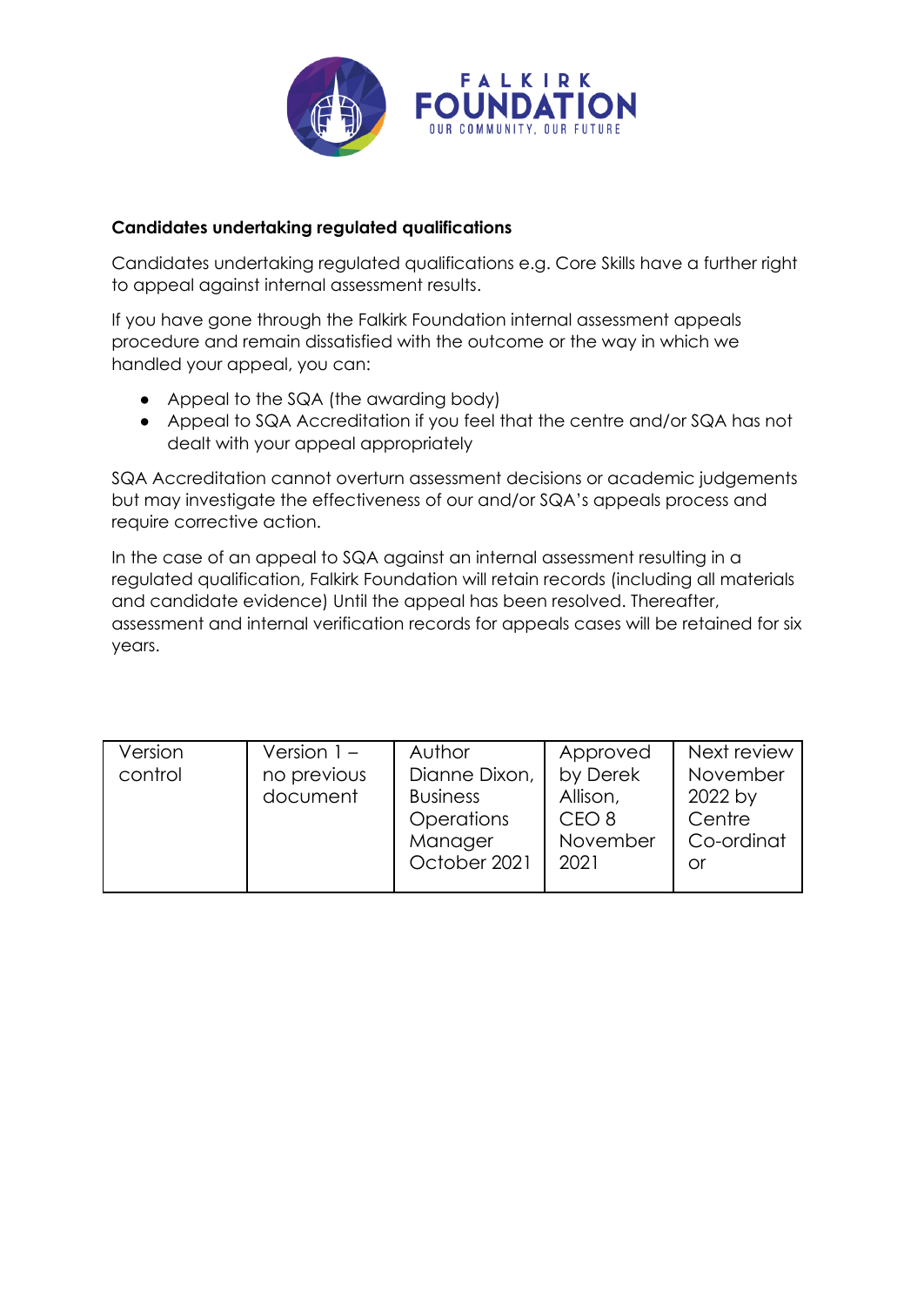**Candidates undertaking regulated qualifications**

Candidates undertaking regulated qualifications e.g. Core Skills have a further right to appeal against internal assessment results.

If you have gone through the Falkirk Foundation internal assessment appeals procedure and remain dissatisfied with the outcome or the way in which we handled your appeal, you can:

- Appeal to the SQA (the awarding body)
- Appeal to SQA Accreditation if you feel that the centre and/or SQA has not dealt with your appeal appropriately

SQA Accreditation cannot overturn assessment decisions or academic judgements but may investigate the effectiveness of our and/or SQA's appeals process and require corrective action.

In the case of an appeal to SQA against an internal assessment resulting in a regulated qualification, Falkirk Foundation will retain records (including all materials and candidate evidence) Until the appeal has been resolved. Thereafter, assessment and internal verification records for appeals cases will be retained for six years.

| | | | | |
|---|---|---|---|---|
| Version control | Version 1 – no previous document | Author Dianne Dixon, Business Operations Manager October 2021 | Approved by Derek Allison, CEO 8 November 2021 | Next review November 2022 by Centre Co-ordinator |